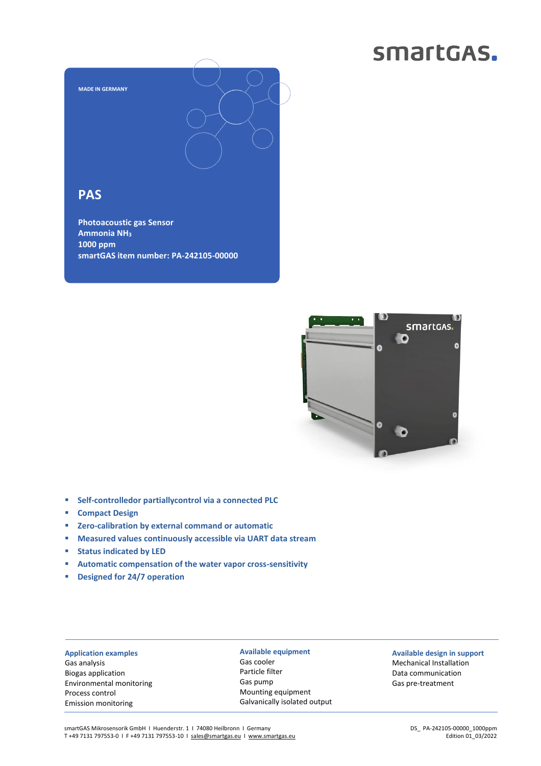smartGAS.

MADE IN GERMANY

# PAS

**Photoacoustic gas Sensor**
**Ammonia $NH_3$**
**1000 ppm**
**smartGAS item number: PA-242105-00000**

- **Self-controlledor partiallycontrol via a connected PLC**
- **Compact Design**
- **Zero-calibration by external command or automatic**
- **Measured values continuously accessible via UART data stream**
- **Status indicated by LED**
- **Automatic compensation of the water vapor cross-sensitivity**
- **Designed for 24/7 operation**

**Application examples**
Gas analysis
Biogas application
Environmental monitoring
Process control
Emission monitoring

**Available equipment**
Gas cooler
Particle filter
Gas pump
Mounting equipment
Galvanically isolated output

**Available design in support**
Mechanical Installation
Data communication
Gas pre-treatment

smartGAS Mikrosensorik GmbH I Huenderstr. 1 I 74080 Heilbronn I Germany
T +49 7131 797553-0 I F +49 7131 797553-10 I sales@smartgas.eu I www.smartgas.eu

DS_ PA-242105-00000_1000ppm
Edition 01_03/2022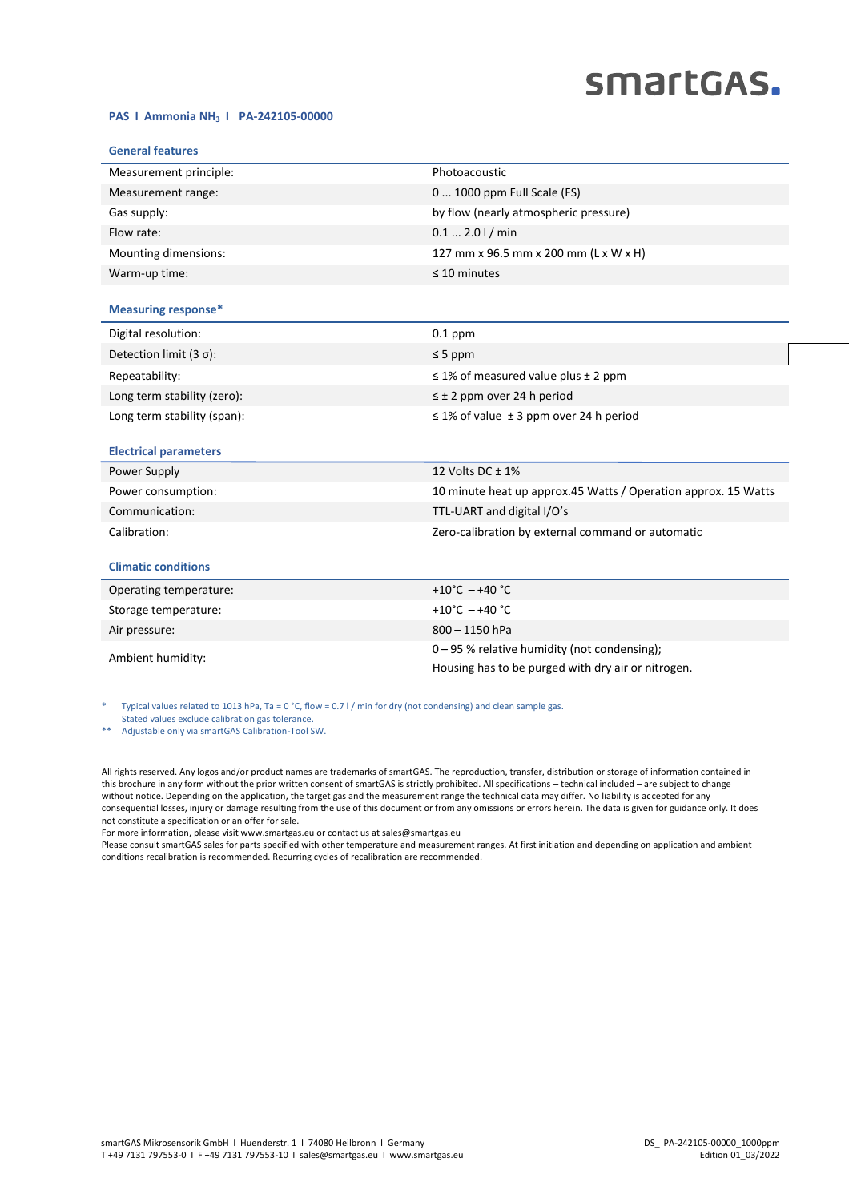# smartGAS.

**PAS I Ammonia $NH_3$ I PA-242105-00000**

### General features

| | |
|---|---|
| Measurement principle: | Photoacoustic |
| Measurement range: | 0 ... 1000 ppm Full Scale (FS) |
| Gas supply: | by flow (nearly atmospheric pressure) |
| Flow rate: | 0.1 ... 2.0 l / min |
| Mounting dimensions: | 127 mm x 96.5 mm x 200 mm (L x W x H) |
| Warm-up time: | ≤ 10 minutes |

### Measuring response*

| | |
|---|---|
| Digital resolution: | 0.1 ppm |
| Detection limit (3 σ): | ≤ 5 ppm |
| Repeatability: | ≤ 1% of measured value plus ± 2 ppm |
| Long term stability (zero): | ≤ ± 2 ppm over 24 h period |
| Long term stability (span): | ≤ 1% of value ± 3 ppm over 24 h period |

### Electrical parameters

| | |
|---|---|
| Power Supply | 12 Volts DC ± 1% |
| Power consumption: | 10 minute heat up approx.45 Watts / Operation approx. 15 Watts |
| Communication: | TTL-UART and digital I/O's |
| Calibration: | Zero-calibration by external command or automatic |

### Climatic conditions

| | |
|---|---|
| Operating temperature: | +10°C – +40 °C |
| Storage temperature: | +10°C – +40 °C |
| Air pressure: | 800 – 1150 hPa |
| Ambient humidity: | 0 – 95 % relative humidity (not condensing); Housing has to be purged with dry air or nitrogen. |

\* Typical values related to 1013 hPa, Ta = 0 °C, flow = 0.7 l / min for dry (not condensing) and clean sample gas. Stated values exclude calibration gas tolerance.

** Adjustable only via smartGAS Calibration-Tool SW.

All rights reserved. Any logos and/or product names are trademarks of smartGAS. The reproduction, transfer, distribution or storage of information contained in this brochure in any form without the prior written consent of smartGAS is strictly prohibited. All specifications – technical included – are subject to change without notice. Depending on the application, the target gas and the measurement range the technical data may differ. No liability is accepted for any consequential losses, injury or damage resulting from the use of this document or from any omissions or errors herein. The data is given for guidance only. It does not constitute a specification or an offer for sale.
For more information, please visit www.smartgas.eu or contact us at sales@smartgas.eu
Please consult smartGAS sales for parts specified with other temperature and measurement ranges. At first initiation and depending on application and ambient conditions recalibration is recommended. Recurring cycles of recalibration are recommended.

smartGAS Mikrosensorik GmbH I Huenderstr. 1 I 74080 Heilbronn I Germany
T +49 7131 797553-0 I F +49 7131 797553-10 I sales@smartgas.eu I www.smartgas.eu

DS_ PA-242105-00000_1000ppm
Edition 01_03/2022